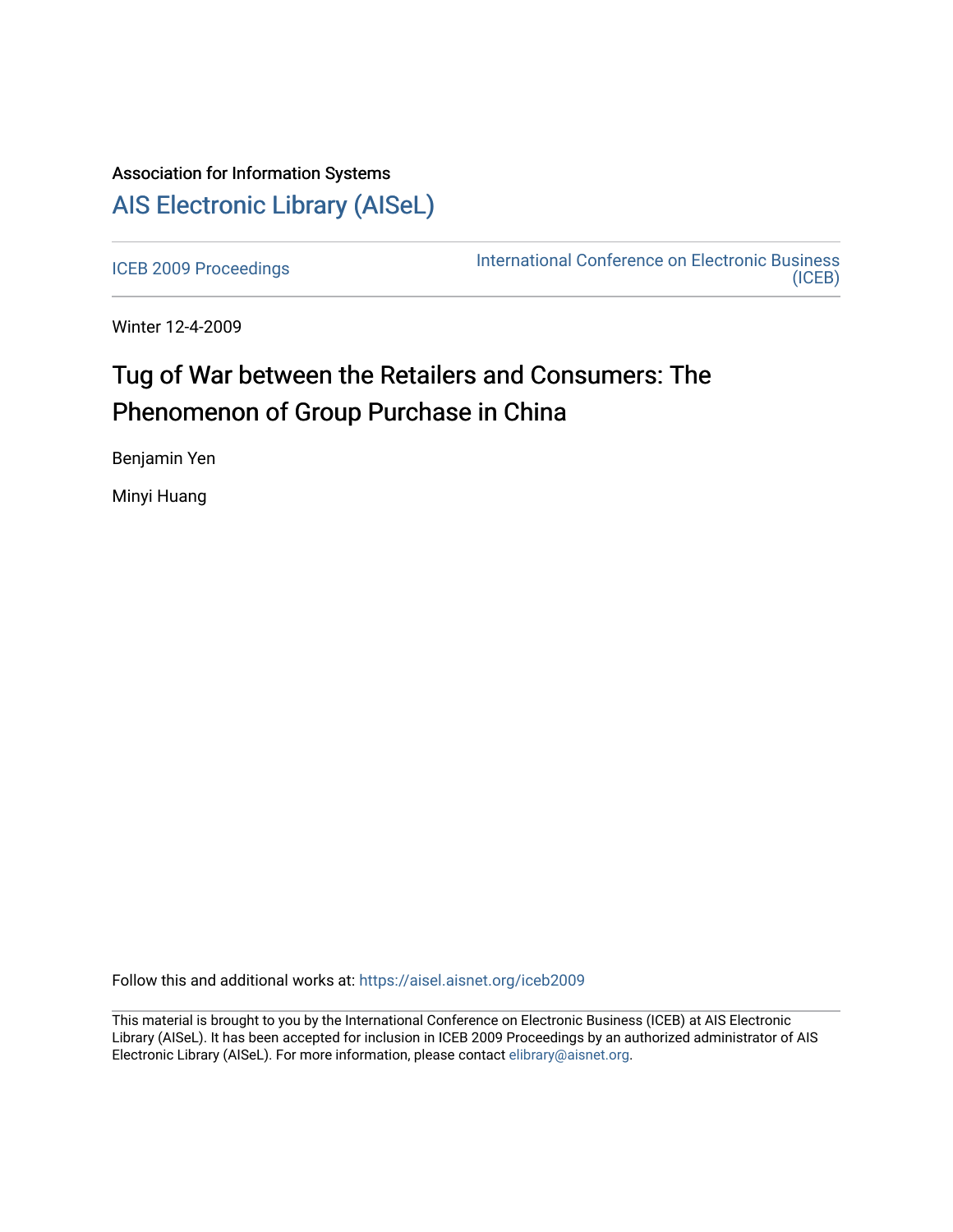Association for Information Systems

# AIS Electronic Library (AISeL)

ICEB 2009 Proceedings

International Conference on Electronic Business (ICEB)

Winter 12-4-2009

# Tug of War between the Retailers and Consumers: The Phenomenon of Group Purchase in China

Benjamin Yen

Minyi Huang

Follow this and additional works at: https://aisel.aisnet.org/iceb2009

This material is brought to you by the International Conference on Electronic Business (ICEB) at AIS Electronic Library (AISeL). It has been accepted for inclusion in ICEB 2009 Proceedings by an authorized administrator of AIS Electronic Library (AISeL). For more information, please contact elibrary@aisnet.org.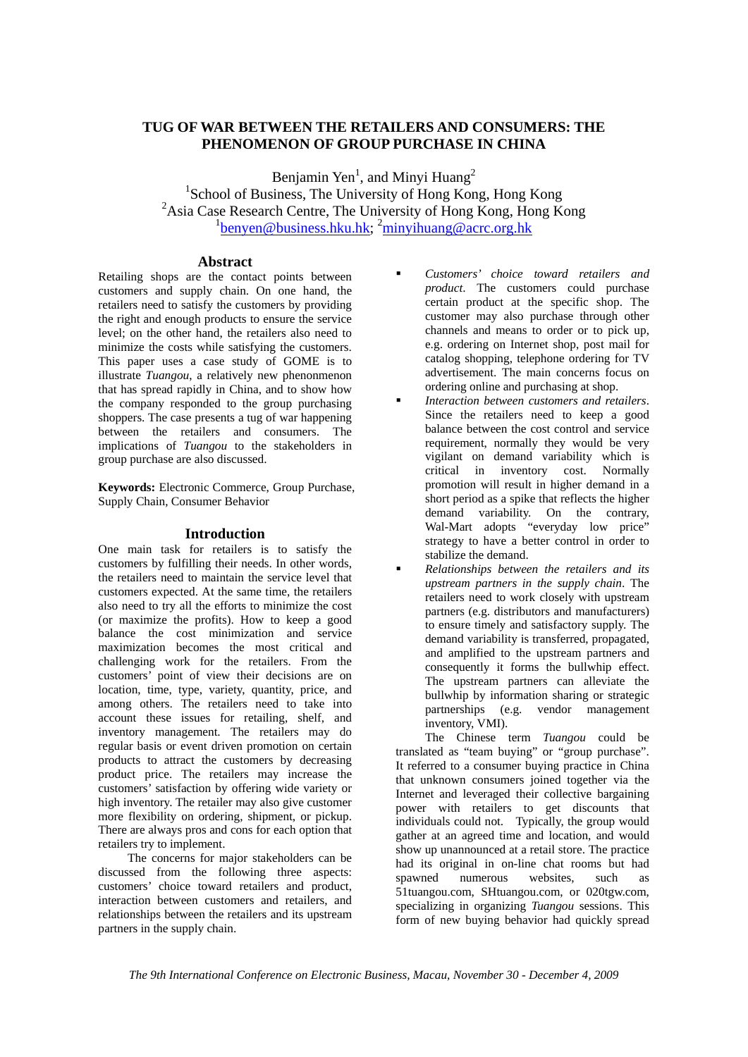# TUG OF WAR BETWEEN THE RETAILERS AND CONSUMERS: THE PHENOMENON OF GROUP PURCHASE IN CHINA

Benjamin Yen[1], and Minyi Huang[2]

[1]School of Business, The University of Hong Kong, Hong Kong
[2]Asia Case Research Centre, The University of Hong Kong, Hong Kong
[1]benyen@business.hku.hk; [2]minyihuang@acrc.org.hk

## Abstract

Retailing shops are the contact points between customers and supply chain. On one hand, the retailers need to satisfy the customers by providing the right and enough products to ensure the service level; on the other hand, the retailers also need to minimize the costs while satisfying the customers. This paper uses a case study of GOME is to illustrate *Tuangou*, a relatively new phenonmenon that has spread rapidly in China, and to show how the company responded to the group purchasing shoppers. The case presents a tug of war happening between the retailers and consumers. The implications of *Tuangou* to the stakeholders in group purchase are also discussed.

**Keywords:** Electronic Commerce, Group Purchase, Supply Chain, Consumer Behavior

## Introduction

One main task for retailers is to satisfy the customers by fulfilling their needs. In other words, the retailers need to maintain the service level that customers expected. At the same time, the retailers also need to try all the efforts to minimize the cost (or maximize the profits). How to keep a good balance the cost minimization and service maximization becomes the most critical and challenging work for the retailers. From the customers' point of view their decisions are on location, time, type, variety, quantity, price, and among others. The retailers need to take into account these issues for retailing, shelf, and inventory management. The retailers may do regular basis or event driven promotion on certain products to attract the customers by decreasing product price. The retailers may increase the customers' satisfaction by offering wide variety or high inventory. The retailer may also give customer more flexibility on ordering, shipment, or pickup. There are always pros and cons for each option that retailers try to implement.

The concerns for major stakeholders can be discussed from the following three aspects: customers' choice toward retailers and product, interaction between customers and retailers, and relationships between the retailers and its upstream partners in the supply chain.

- *Customers' choice toward retailers and product*. The customers could purchase certain product at the specific shop. The customer may also purchase through other channels and means to order or to pick up, e.g. ordering on Internet shop, post mail for catalog shopping, telephone ordering for TV advertisement. The main concerns focus on ordering online and purchasing at shop.
- *Interaction between customers and retailers*. Since the retailers need to keep a good balance between the cost control and service requirement, normally they would be very vigilant on demand variability which is critical in inventory cost. Normally promotion will result in higher demand in a short period as a spike that reflects the higher demand variability. On the contrary, Wal-Mart adopts "everyday low price" strategy to have a better control in order to stabilize the demand.
- *Relationships between the retailers and its upstream partners in the supply chain*. The retailers need to work closely with upstream partners (e.g. distributors and manufacturers) to ensure timely and satisfactory supply. The demand variability is transferred, propagated, and amplified to the upstream partners and consequently it forms the bullwhip effect. The upstream partners can alleviate the bullwhip by information sharing or strategic partnerships (e.g. vendor management inventory, VMI).

The Chinese term *Tuangou* could be translated as "team buying" or "group purchase". It referred to a consumer buying practice in China that unknown consumers joined together via the Internet and leveraged their collective bargaining power with retailers to get discounts that individuals could not. Typically, the group would gather at an agreed time and location, and would show up unannounced at a retail store. The practice had its original in on-line chat rooms but had spawned numerous websites, such as 51tuangou.com, SHtuangou.com, or 020tgw.com, specializing in organizing *Tuangou* sessions. This form of new buying behavior had quickly spread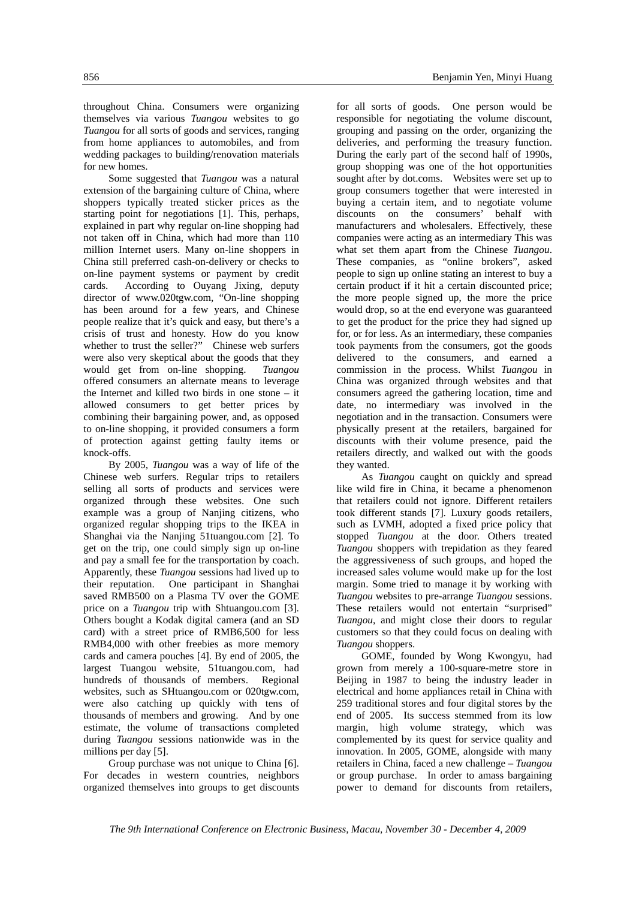throughout China. Consumers were organizing themselves via various *Tuangou* websites to go *Tuangou* for all sorts of goods and services, ranging from home appliances to automobiles, and from wedding packages to building/renovation materials for new homes.

Some suggested that *Tuangou* was a natural extension of the bargaining culture of China, where shoppers typically treated sticker prices as the starting point for negotiations [1]. This, perhaps, explained in part why regular on-line shopping had not taken off in China, which had more than 110 million Internet users. Many on-line shoppers in China still preferred cash-on-delivery or checks to on-line payment systems or payment by credit cards. According to Ouyang Jixing, deputy director of www.020tgw.com, "On-line shopping has been around for a few years, and Chinese people realize that it's quick and easy, but there's a crisis of trust and honesty. How do you know whether to trust the seller?" Chinese web surfers were also very skeptical about the goods that they would get from on-line shopping. *Tuangou* offered consumers an alternate means to leverage the Internet and killed two birds in one stone – it allowed consumers to get better prices by combining their bargaining power, and, as opposed to on-line shopping, it provided consumers a form of protection against getting faulty items or knock-offs.

By 2005, *Tuangou* was a way of life of the Chinese web surfers. Regular trips to retailers selling all sorts of products and services were organized through these websites. One such example was a group of Nanjing citizens, who organized regular shopping trips to the IKEA in Shanghai via the Nanjing 51tuangou.com [2]. To get on the trip, one could simply sign up on-line and pay a small fee for the transportation by coach. Apparently, these *Tuangou* sessions had lived up to their reputation. One participant in Shanghai saved RMB500 on a Plasma TV over the GOME price on a *Tuangou* trip with Shtuangou.com [3]. Others bought a Kodak digital camera (and an SD card) with a street price of RMB6,500 for less RMB4,000 with other freebies as more memory cards and camera pouches [4]. By end of 2005, the largest Tuangou website, 51tuangou.com, had hundreds of thousands of members. Regional websites, such as SHtuangou.com or 020tgw.com, were also catching up quickly with tens of thousands of members and growing. And by one estimate, the volume of transactions completed during *Tuangou* sessions nationwide was in the millions per day [5].

Group purchase was not unique to China [6]. For decades in western countries, neighbors organized themselves into groups to get discounts for all sorts of goods. One person would be responsible for negotiating the volume discount, grouping and passing on the order, organizing the deliveries, and performing the treasury function. During the early part of the second half of 1990s, group shopping was one of the hot opportunities sought after by dot.coms. Websites were set up to group consumers together that were interested in buying a certain item, and to negotiate volume discounts on the consumers' behalf with manufacturers and wholesalers. Effectively, these companies were acting as an intermediary This was what set them apart from the Chinese *Tuangou*. These companies, as "online brokers", asked people to sign up online stating an interest to buy a certain product if it hit a certain discounted price; the more people signed up, the more the price would drop, so at the end everyone was guaranteed to get the product for the price they had signed up for, or for less. As an intermediary, these companies took payments from the consumers, got the goods delivered to the consumers, and earned a commission in the process. Whilst *Tuangou* in China was organized through websites and that consumers agreed the gathering location, time and date, no intermediary was involved in the negotiation and in the transaction. Consumers were physically present at the retailers, bargained for discounts with their volume presence, paid the retailers directly, and walked out with the goods they wanted.

As *Tuangou* caught on quickly and spread like wild fire in China, it became a phenomenon that retailers could not ignore. Different retailers took different stands [7]. Luxury goods retailers, such as LVMH, adopted a fixed price policy that stopped *Tuangou* at the door. Others treated *Tuangou* shoppers with trepidation as they feared the aggressiveness of such groups, and hoped the increased sales volume would make up for the lost margin. Some tried to manage it by working with *Tuangou* websites to pre-arrange *Tuangou* sessions. These retailers would not entertain "surprised" *Tuangou*, and might close their doors to regular customers so that they could focus on dealing with *Tuangou* shoppers.

GOME, founded by Wong Kwongyu, had grown from merely a 100-square-metre store in Beijing in 1987 to being the industry leader in electrical and home appliances retail in China with 259 traditional stores and four digital stores by the end of 2005. Its success stemmed from its low margin, high volume strategy, which was complemented by its quest for service quality and innovation. In 2005, GOME, alongside with many retailers in China, faced a new challenge – *Tuangou* or group purchase. In order to amass bargaining power to demand for discounts from retailers,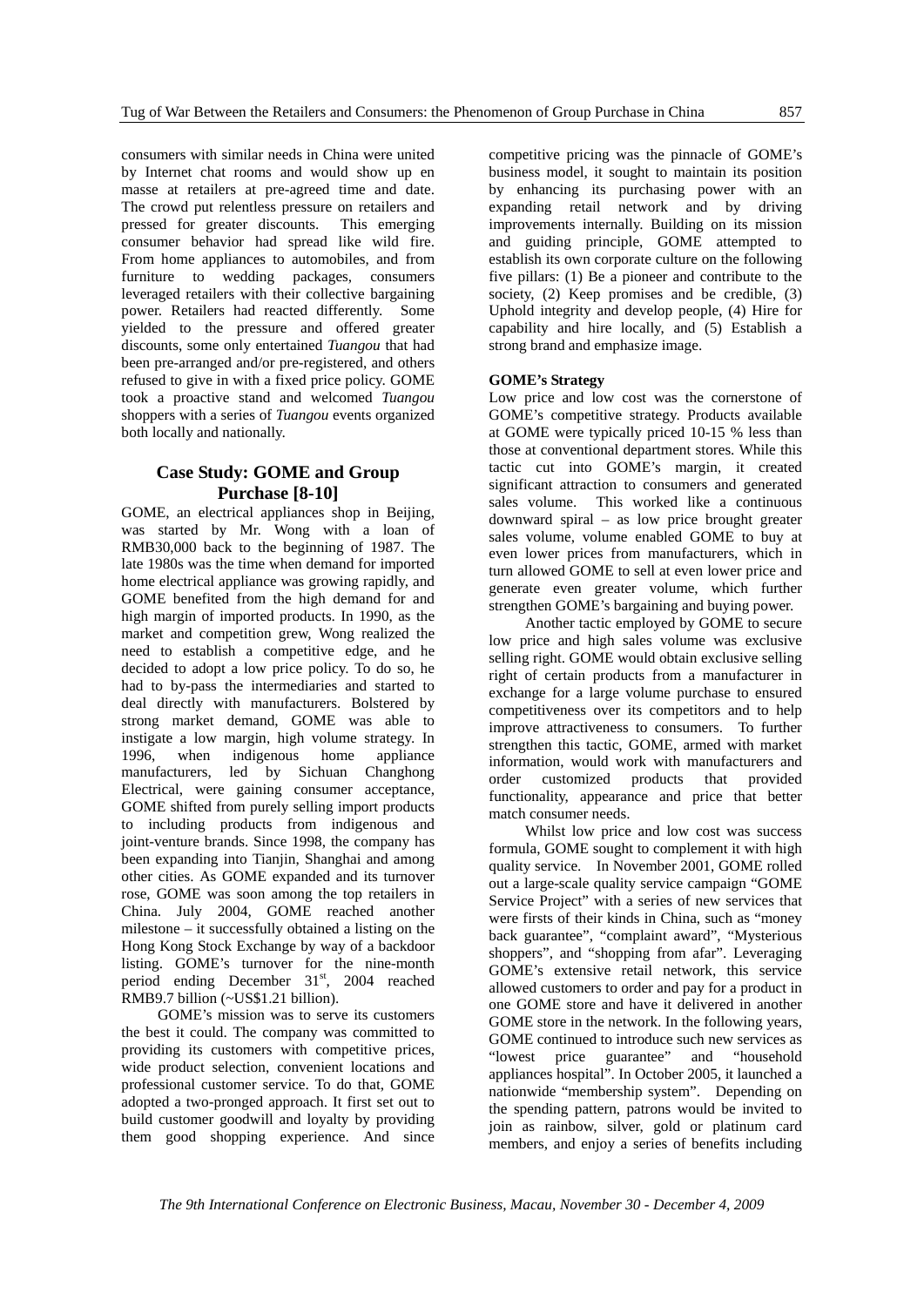consumers with similar needs in China were united by Internet chat rooms and would show up en masse at retailers at pre-agreed time and date. The crowd put relentless pressure on retailers and pressed for greater discounts. This emerging consumer behavior had spread like wild fire. From home appliances to automobiles, and from furniture to wedding packages, consumers leveraged retailers with their collective bargaining power. Retailers had reacted differently. Some yielded to the pressure and offered greater discounts, some only entertained *Tuangou* that had been pre-arranged and/or pre-registered, and others refused to give in with a fixed price policy. GOME took a proactive stand and welcomed *Tuangou* shoppers with a series of *Tuangou* events organized both locally and nationally.

## Case Study: GOME and Group Purchase [8-10]

GOME, an electrical appliances shop in Beijing, was started by Mr. Wong with a loan of RMB30,000 back to the beginning of 1987. The late 1980s was the time when demand for imported home electrical appliance was growing rapidly, and GOME benefited from the high demand for and high margin of imported products. In 1990, as the market and competition grew, Wong realized the need to establish a competitive edge, and he decided to adopt a low price policy. To do so, he had to by-pass the intermediaries and started to deal directly with manufacturers. Bolstered by strong market demand, GOME was able to instigate a low margin, high volume strategy. In 1996, when indigenous home appliance manufacturers, led by Sichuan Changhong Electrical, were gaining consumer acceptance, GOME shifted from purely selling import products to including products from indigenous and joint-venture brands. Since 1998, the company has been expanding into Tianjin, Shanghai and among other cities. As GOME expanded and its turnover rose, GOME was soon among the top retailers in China. July 2004, GOME reached another milestone – it successfully obtained a listing on the Hong Kong Stock Exchange by way of a backdoor listing. GOME's turnover for the nine-month period ending December 31st, 2004 reached RMB9.7 billion (~US$1.21 billion).

GOME's mission was to serve its customers the best it could. The company was committed to providing its customers with competitive prices, wide product selection, convenient locations and professional customer service. To do that, GOME adopted a two-pronged approach. It first set out to build customer goodwill and loyalty by providing them good shopping experience. And since competitive pricing was the pinnacle of GOME's business model, it sought to maintain its position by enhancing its purchasing power with an expanding retail network and by driving improvements internally. Building on its mission and guiding principle, GOME attempted to establish its own corporate culture on the following five pillars: (1) Be a pioneer and contribute to the society, (2) Keep promises and be credible, (3) Uphold integrity and develop people, (4) Hire for capability and hire locally, and (5) Establish a strong brand and emphasize image.

### GOME's Strategy

Low price and low cost was the cornerstone of GOME's competitive strategy. Products available at GOME were typically priced 10-15 % less than those at conventional department stores. While this tactic cut into GOME's margin, it created significant attraction to consumers and generated sales volume. This worked like a continuous downward spiral – as low price brought greater sales volume, volume enabled GOME to buy at even lower prices from manufacturers, which in turn allowed GOME to sell at even lower price and generate even greater volume, which further strengthen GOME's bargaining and buying power.

Another tactic employed by GOME to secure low price and high sales volume was exclusive selling right. GOME would obtain exclusive selling right of certain products from a manufacturer in exchange for a large volume purchase to ensured competitiveness over its competitors and to help improve attractiveness to consumers. To further strengthen this tactic, GOME, armed with market information, would work with manufacturers and order customized products that provided functionality, appearance and price that better match consumer needs.

Whilst low price and low cost was success formula, GOME sought to complement it with high quality service. In November 2001, GOME rolled out a large-scale quality service campaign "GOME Service Project" with a series of new services that were firsts of their kinds in China, such as "money back guarantee", "complaint award", "Mysterious shoppers", and "shopping from afar". Leveraging GOME's extensive retail network, this service allowed customers to order and pay for a product in one GOME store and have it delivered in another GOME store in the network. In the following years, GOME continued to introduce such new services as "lowest price guarantee" and "household appliances hospital". In October 2005, it launched a nationwide "membership system". Depending on the spending pattern, patrons would be invited to join as rainbow, silver, gold or platinum card members, and enjoy a series of benefits including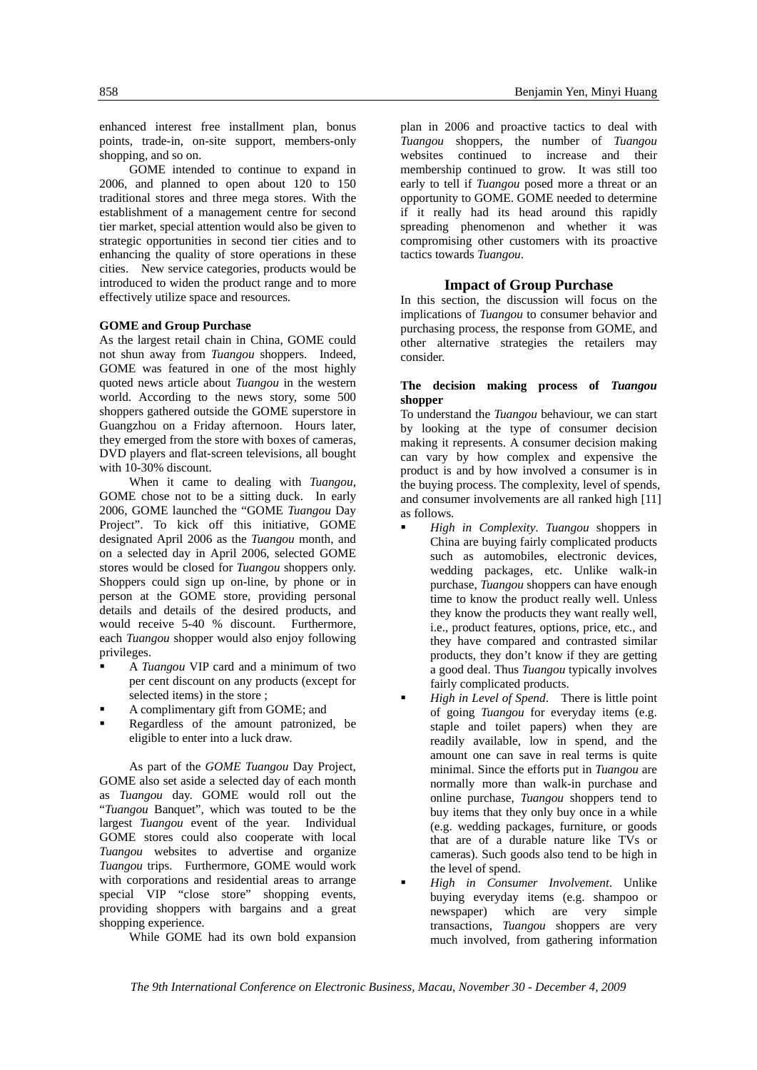enhanced interest free installment plan, bonus points, trade-in, on-site support, members-only shopping, and so on.

GOME intended to continue to expand in 2006, and planned to open about 120 to 150 traditional stores and three mega stores. With the establishment of a management centre for second tier market, special attention would also be given to strategic opportunities in second tier cities and to enhancing the quality of store operations in these cities. New service categories, products would be introduced to widen the product range and to more effectively utilize space and resources.

**GOME and Group Purchase**

As the largest retail chain in China, GOME could not shun away from *Tuangou* shoppers. Indeed, GOME was featured in one of the most highly quoted news article about *Tuangou* in the western world. According to the news story, some 500 shoppers gathered outside the GOME superstore in Guangzhou on a Friday afternoon. Hours later, they emerged from the store with boxes of cameras, DVD players and flat-screen televisions, all bought with 10-30% discount.

When it came to dealing with *Tuangou*, GOME chose not to be a sitting duck. In early 2006, GOME launched the "GOME *Tuangou* Day Project". To kick off this initiative, GOME designated April 2006 as the *Tuangou* month, and on a selected day in April 2006, selected GOME stores would be closed for *Tuangou* shoppers only. Shoppers could sign up on-line, by phone or in person at the GOME store, providing personal details and details of the desired products, and would receive 5-40 % discount. Furthermore, each *Tuangou* shopper would also enjoy following privileges.

- A *Tuangou* VIP card and a minimum of two per cent discount on any products (except for selected items) in the store ;
- A complimentary gift from GOME; and
- Regardless of the amount patronized, be eligible to enter into a luck draw.

As part of the *GOME Tuangou* Day Project, GOME also set aside a selected day of each month as *Tuangou* day. GOME would roll out the "*Tuangou* Banquet", which was touted to be the largest *Tuangou* event of the year. Individual GOME stores could also cooperate with local *Tuangou* websites to advertise and organize *Tuangou* trips. Furthermore, GOME would work with corporations and residential areas to arrange special VIP "close store" shopping events, providing shoppers with bargains and a great shopping experience.

While GOME had its own bold expansion plan in 2006 and proactive tactics to deal with *Tuangou* shoppers, the number of *Tuangou* websites continued to increase and their membership continued to grow. It was still too early to tell if *Tuangou* posed more a threat or an opportunity to GOME. GOME needed to determine if it really had its head around this rapidly spreading phenomenon and whether it was compromising other customers with its proactive tactics towards *Tuangou*.

## Impact of Group Purchase

In this section, the discussion will focus on the implications of *Tuangou* to consumer behavior and purchasing process, the response from GOME, and other alternative strategies the retailers may consider.

**The decision making process of *Tuangou* shopper**

To understand the *Tuangou* behaviour, we can start by looking at the type of consumer decision making it represents. A consumer decision making can vary by how complex and expensive the product is and by how involved a consumer is in the buying process. The complexity, level of spends, and consumer involvements are all ranked high [11] as follows.

- *High in Complexity*. *Tuangou* shoppers in China are buying fairly complicated products such as automobiles, electronic devices, wedding packages, etc. Unlike walk-in purchase, *Tuangou* shoppers can have enough time to know the product really well. Unless they know the products they want really well, i.e., product features, options, price, etc., and they have compared and contrasted similar products, they don't know if they are getting a good deal. Thus *Tuangou* typically involves fairly complicated products.
- *High in Level of Spend*. There is little point of going *Tuangou* for everyday items (e.g. staple and toilet papers) when they are readily available, low in spend, and the amount one can save in real terms is quite minimal. Since the efforts put in *Tuangou* are normally more than walk-in purchase and online purchase, *Tuangou* shoppers tend to buy items that they only buy once in a while (e.g. wedding packages, furniture, or goods that are of a durable nature like TVs or cameras). Such goods also tend to be high in the level of spend.
- *High in Consumer Involvement*. Unlike buying everyday items (e.g. shampoo or newspaper) which are very simple transactions, *Tuangou* shoppers are very much involved, from gathering information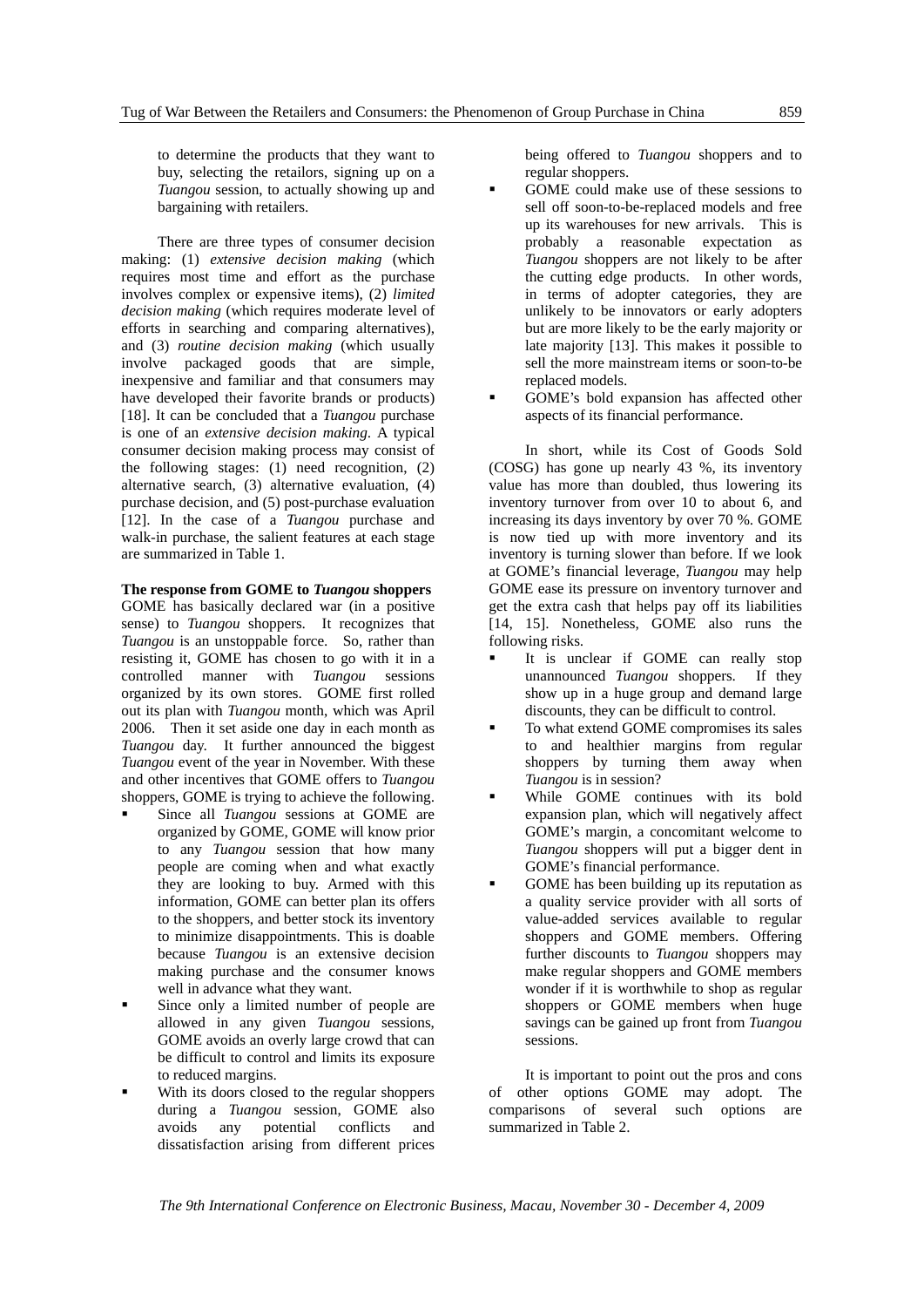to determine the products that they want to buy, selecting the retailors, signing up on a *Tuangou* session, to actually showing up and bargaining with retailers.

There are three types of consumer decision making: (1) *extensive decision making* (which requires most time and effort as the purchase involves complex or expensive items), (2) *limited decision making* (which requires moderate level of efforts in searching and comparing alternatives), and (3) *routine decision making* (which usually involve packaged goods that are simple, inexpensive and familiar and that consumers may have developed their favorite brands or products) [18]. It can be concluded that a *Tuangou* purchase is one of an *extensive decision making*. A typical consumer decision making process may consist of the following stages: (1) need recognition, (2) alternative search, (3) alternative evaluation, (4) purchase decision, and (5) post-purchase evaluation [12]. In the case of a *Tuangou* purchase and walk-in purchase, the salient features at each stage are summarized in Table 1.

**The response from GOME to *Tuangou* shoppers**

GOME has basically declared war (in a positive sense) to *Tuangou* shoppers. It recognizes that *Tuangou* is an unstoppable force. So, rather than resisting it, GOME has chosen to go with it in a controlled manner with *Tuangou* sessions organized by its own stores. GOME first rolled out its plan with *Tuangou* month, which was April 2006. Then it set aside one day in each month as *Tuangou* day. It further announced the biggest *Tuangou* event of the year in November. With these and other incentives that GOME offers to *Tuangou* shoppers, GOME is trying to achieve the following.

- Since all *Tuangou* sessions at GOME are organized by GOME, GOME will know prior to any *Tuangou* session that how many people are coming when and what exactly they are looking to buy. Armed with this information, GOME can better plan its offers to the shoppers, and better stock its inventory to minimize disappointments. This is doable because *Tuangou* is an extensive decision making purchase and the consumer knows well in advance what they want.
- Since only a limited number of people are allowed in any given *Tuangou* sessions, GOME avoids an overly large crowd that can be difficult to control and limits its exposure to reduced margins.
- With its doors closed to the regular shoppers during a *Tuangou* session, GOME also avoids any potential conflicts and dissatisfaction arising from different prices being offered to *Tuangou* shoppers and to regular shoppers.
- GOME could make use of these sessions to sell off soon-to-be-replaced models and free up its warehouses for new arrivals. This is probably a reasonable expectation as *Tuangou* shoppers are not likely to be after the cutting edge products. In other words, in terms of adopter categories, they are unlikely to be innovators or early adopters but are more likely to be the early majority or late majority [13]. This makes it possible to sell the more mainstream items or soon-to-be replaced models.
- GOME's bold expansion has affected other aspects of its financial performance.

In short, while its Cost of Goods Sold (COSG) has gone up nearly 43 %, its inventory value has more than doubled, thus lowering its inventory turnover from over 10 to about 6, and increasing its days inventory by over 70 %. GOME is now tied up with more inventory and its inventory is turning slower than before. If we look at GOME's financial leverage, *Tuangou* may help GOME ease its pressure on inventory turnover and get the extra cash that helps pay off its liabilities [14, 15]. Nonetheless, GOME also runs the following risks.

- It is unclear if GOME can really stop unannounced *Tuangou* shoppers. If they show up in a huge group and demand large discounts, they can be difficult to control.
- To what extend GOME compromises its sales to and healthier margins from regular shoppers by turning them away when *Tuangou* is in session?
- While GOME continues with its bold expansion plan, which will negatively affect GOME's margin, a concomitant welcome to *Tuangou* shoppers will put a bigger dent in GOME's financial performance.
- GOME has been building up its reputation as a quality service provider with all sorts of value-added services available to regular shoppers and GOME members. Offering further discounts to *Tuangou* shoppers may make regular shoppers and GOME members wonder if it is worthwhile to shop as regular shoppers or GOME members when huge savings can be gained up front from *Tuangou* sessions.

It is important to point out the pros and cons of other options GOME may adopt. The comparisons of several such options are summarized in Table 2.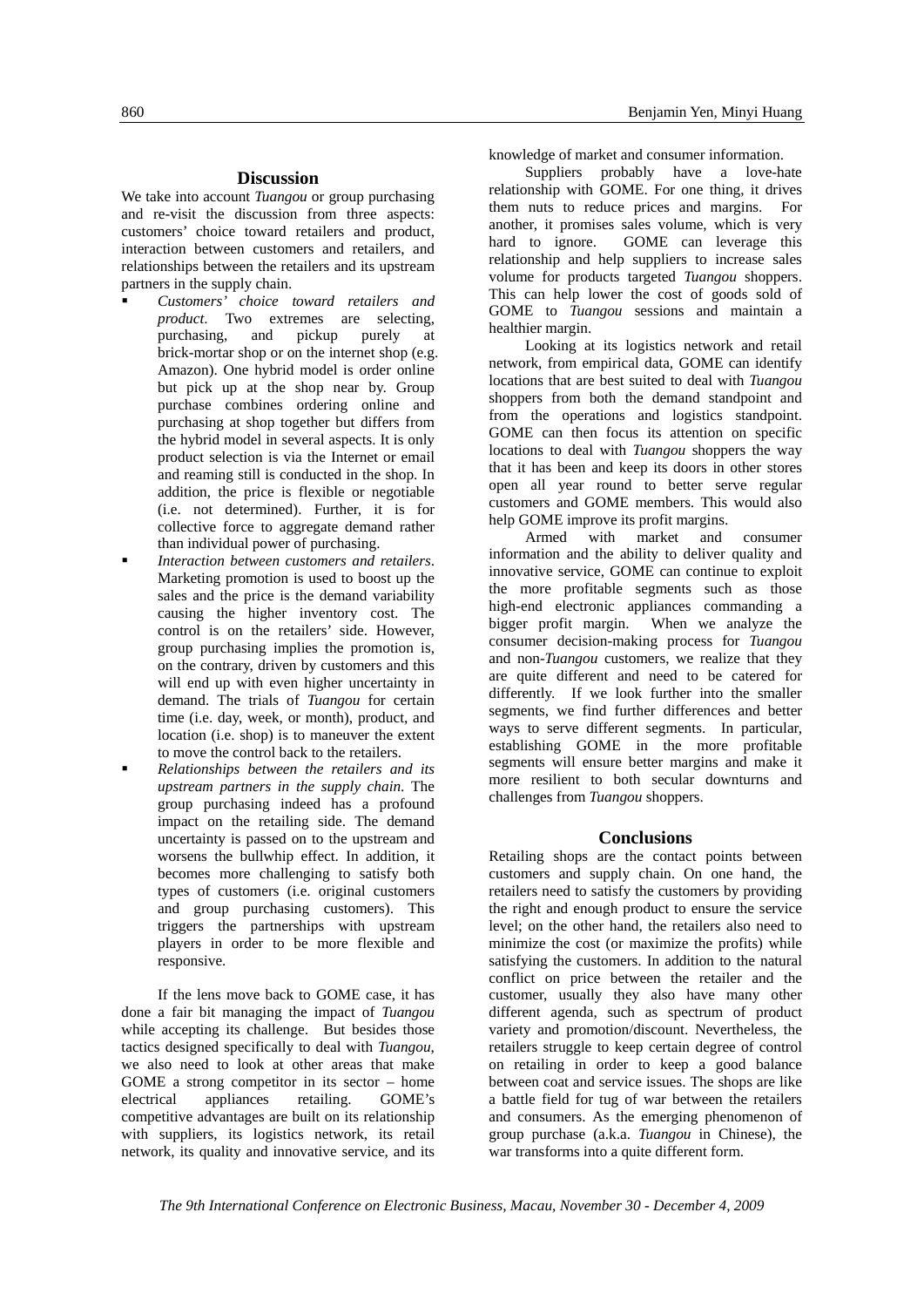## Discussion

We take into account *Tuangou* or group purchasing and re-visit the discussion from three aspects: customers' choice toward retailers and product, interaction between customers and retailers, and relationships between the retailers and its upstream partners in the supply chain.

- *Customers' choice toward retailers and product*. Two extremes are selecting, purchasing, and pickup purely at brick-mortar shop or on the internet shop (e.g. Amazon). One hybrid model is order online but pick up at the shop near by. Group purchase combines ordering online and purchasing at shop together but differs from the hybrid model in several aspects. It is only product selection is via the Internet or email and reaming still is conducted in the shop. In addition, the price is flexible or negotiable (i.e. not determined). Further, it is for collective force to aggregate demand rather than individual power of purchasing.
- *Interaction between customers and retailers*. Marketing promotion is used to boost up the sales and the price is the demand variability causing the higher inventory cost. The control is on the retailers' side. However, group purchasing implies the promotion is, on the contrary, driven by customers and this will end up with even higher uncertainty in demand. The trials of *Tuangou* for certain time (i.e. day, week, or month), product, and location (i.e. shop) is to maneuver the extent to move the control back to the retailers.
- *Relationships between the retailers and its upstream partners in the supply chain*. The group purchasing indeed has a profound impact on the retailing side. The demand uncertainty is passed on to the upstream and worsens the bullwhip effect. In addition, it becomes more challenging to satisfy both types of customers (i.e. original customers and group purchasing customers). This triggers the partnerships with upstream players in order to be more flexible and responsive.

If the lens move back to GOME case, it has done a fair bit managing the impact of *Tuangou* while accepting its challenge. But besides those tactics designed specifically to deal with *Tuangou*, we also need to look at other areas that make GOME a strong competitor in its sector – home electrical appliances retailing. GOME's competitive advantages are built on its relationship with suppliers, its logistics network, its retail network, its quality and innovative service, and its knowledge of market and consumer information.

Suppliers probably have a love-hate relationship with GOME. For one thing, it drives them nuts to reduce prices and margins. For another, it promises sales volume, which is very hard to ignore. GOME can leverage this relationship and help suppliers to increase sales volume for products targeted *Tuangou* shoppers. This can help lower the cost of goods sold of GOME to *Tuangou* sessions and maintain a healthier margin.

Looking at its logistics network and retail network, from empirical data, GOME can identify locations that are best suited to deal with *Tuangou* shoppers from both the demand standpoint and from the operations and logistics standpoint. GOME can then focus its attention on specific locations to deal with *Tuangou* shoppers the way that it has been and keep its doors in other stores open all year round to better serve regular customers and GOME members. This would also help GOME improve its profit margins.

Armed with market and consumer information and the ability to deliver quality and innovative service, GOME can continue to exploit the more profitable segments such as those high-end electronic appliances commanding a bigger profit margin. When we analyze the consumer decision-making process for *Tuangou* and non-*Tuangou* customers, we realize that they are quite different and need to be catered for differently. If we look further into the smaller segments, we find further differences and better ways to serve different segments. In particular, establishing GOME in the more profitable segments will ensure better margins and make it more resilient to both secular downturns and challenges from *Tuangou* shoppers.

## Conclusions

Retailing shops are the contact points between customers and supply chain. On one hand, the retailers need to satisfy the customers by providing the right and enough product to ensure the service level; on the other hand, the retailers also need to minimize the cost (or maximize the profits) while satisfying the customers. In addition to the natural conflict on price between the retailer and the customer, usually they also have many other different agenda, such as spectrum of product variety and promotion/discount. Nevertheless, the retailers struggle to keep certain degree of control on retailing in order to keep a good balance between coat and service issues. The shops are like a battle field for tug of war between the retailers and consumers. As the emerging phenomenon of group purchase (a.k.a. *Tuangou* in Chinese), the war transforms into a quite different form.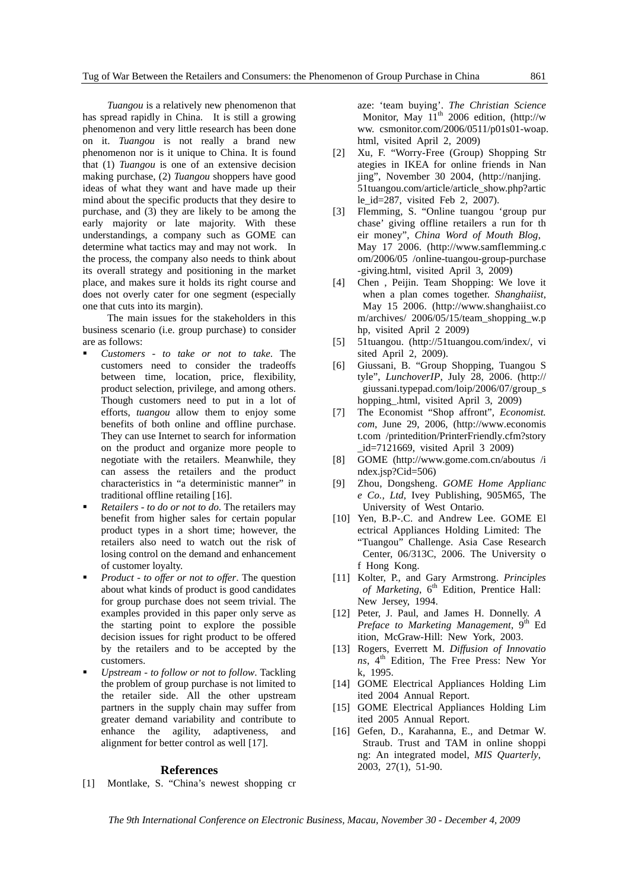*Tuangou* is a relatively new phenomenon that has spread rapidly in China. It is still a growing phenomenon and very little research has been done on it. *Tuangou* is not really a brand new phenomenon nor is it unique to China. It is found that (1) *Tuangou* is one of an extensive decision making purchase, (2) *Tuangou* shoppers have good ideas of what they want and have made up their mind about the specific products that they desire to purchase, and (3) they are likely to be among the early majority or late majority. With these understandings, a company such as GOME can determine what tactics may and may not work. In the process, the company also needs to think about its overall strategy and positioning in the market place, and makes sure it holds its right course and does not overly cater for one segment (especially one that cuts into its margin).

The main issues for the stakeholders in this business scenario (i.e. group purchase) to consider are as follows:

- *Customers - to take or not to take.* The customers need to consider the tradeoffs between time, location, price, flexibility, product selection, privilege, and among others. Though customers need to put in a lot of efforts, *tuangou* allow them to enjoy some benefits of both online and offline purchase. They can use Internet to search for information on the product and organize more people to negotiate with the retailers. Meanwhile, they can assess the retailers and the product characteristics in "a deterministic manner" in traditional offline retailing [16].
- *Retailers - to do or not to do.* The retailers may benefit from higher sales for certain popular product types in a short time; however, the retailers also need to watch out the risk of losing control on the demand and enhancement of customer loyalty.
- *Product - to offer or not to offer*. The question about what kinds of product is good candidates for group purchase does not seem trivial. The examples provided in this paper only serve as the starting point to explore the possible decision issues for right product to be offered by the retailers and to be accepted by the customers.
- *Upstream - to follow or not to follow*. Tackling the problem of group purchase is not limited to the retailer side. All the other upstream partners in the supply chain may suffer from greater demand variability and contribute to enhance the agility, adaptiveness, and alignment for better control as well [17].

## References

[1] Montlake, S. "China's newest shopping craze: 'team buying'. *The Christian Science Monitor*, May 11th 2006 edition, (http://www. csmonitor.com/2006/0511/p01s01-woap.html, visited April 2, 2009)

[2] Xu, F. "Worry-Free (Group) Shopping Strategies in IKEA for online friends in Nanjing", November 30 2004, (http://nanjing. 51tuangou.com/article/article_show.php?article_id=287, visited Feb 2, 2007).

[3] Flemming, S. "Online tuangou 'group purchase' giving offline retailers a run for their money", *China Word of Mouth Blog*, May 17 2006. (http://www.samflemming.com/2006/05 /online-tuangou-group-purchase-giving.html, visited April 3, 2009)

[4] Chen , Peijin. Team Shopping: We love it when a plan comes together. *Shanghaiist*, May 15 2006. (http://www.shanghaiist.com/archives/ 2006/05/15/team_shopping_w.php, visited April 2 2009)

[5] 51tuangou. (http://51tuangou.com/index/, visited April 2, 2009).

[6] Giussani, B. "Group Shopping, Tuangou Style", *LunchoverIP*, July 28, 2006. (http:// giussani.typepad.com/loip/2006/07/group_shopping_.html, visited April 3, 2009)

[7] The Economist "Shop affront", *Economist.com*, June 29, 2006, (http://www.economist.com /printedition/PrinterFriendly.cfm?story_id=7121669, visited April 3 2009)

[8] GOME (http://www.gome.com.cn/aboutus /index.jsp?Cid=506)

[9] Zhou, Dongsheng. *GOME Home Appliance Co., Ltd*, Ivey Publishing, 905M65, The University of West Ontario.

[10] Yen, B.P-.C. and Andrew Lee. GOME Electrical Appliances Holding Limited: The "Tuangou" Challenge. Asia Case Research Center, 06/313C, 2006. The University of Hong Kong.

[11] Kolter, P., and Gary Armstrong. *Principles of Marketing*, 6th Edition, Prentice Hall: New Jersey, 1994.

[12] Peter, J. Paul, and James H. Donnelly. *A Preface to Marketing Management*, 9th Edition, McGraw-Hill: New York, 2003.

[13] Rogers, Everrett M. *Diffusion of Innovations*, 4th Edition, The Free Press: New York, 1995.

[14] GOME Electrical Appliances Holding Limited 2004 Annual Report.

[15] GOME Electrical Appliances Holding Limited 2005 Annual Report.

[16] Gefen, D., Karahanna, E., and Detmar W. Straub. Trust and TAM in online shopping: An integrated model, *MIS Quarterly*, 2003, 27(1), 51-90.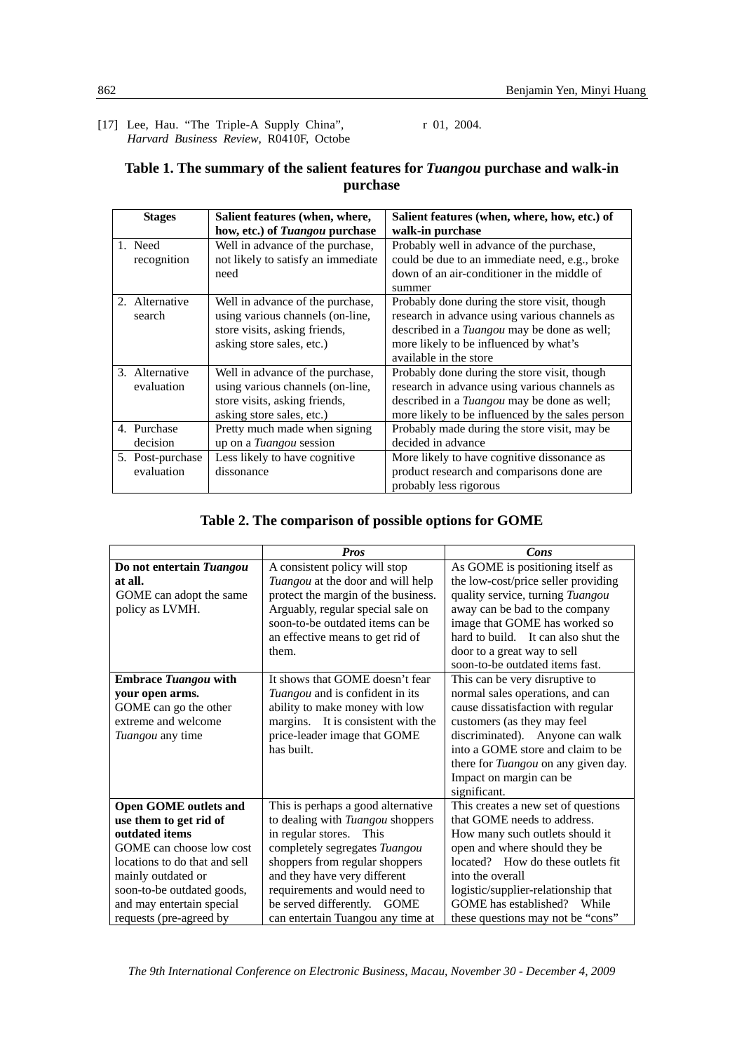[17] Lee, Hau. "The Triple-A Supply China", *Harvard Business Review*, R0410F, October 01, 2004.

**Table 1. The summary of the salient features for *Tuangou* purchase and walk-in purchase**

| Stages | Salient features (when, where, how, etc.) of *Tuangou* purchase | Salient features (when, where, how, etc.) of walk-in purchase |
|---|---|---|
| 1. Need recognition | Well in advance of the purchase, not likely to satisfy an immediate need | Probably well in advance of the purchase, could be due to an immediate need, e.g., broke down of an air-conditioner in the middle of summer |
| 2. Alternative search | Well in advance of the purchase, using various channels (on-line, store visits, asking friends, asking store sales, etc.) | Probably done during the store visit, though research in advance using various channels as described in a *Tuangou* may be done as well; more likely to be influenced by what's available in the store |
| 3. Alternative evaluation | Well in advance of the purchase, using various channels (on-line, store visits, asking friends, asking store sales, etc.) | Probably done during the store visit, though research in advance using various channels as described in a *Tuangou* may be done as well; more likely to be influenced by the sales person |
| 4. Purchase decision | Pretty much made when signing up on a *Tuangou* session | Probably made during the store visit, may be decided in advance |
| 5. Post-purchase evaluation | Less likely to have cognitive dissonance | More likely to have cognitive dissonance as product research and comparisons done are probably less rigorous |

**Table 2. The comparison of possible options for GOME**

| | ***Pros*** | ***Cons*** |
|---|---|---|
| **Do not entertain *Tuangou* at all.** GOME can adopt the same policy as LVMH. | A consistent policy will stop *Tuangou* at the door and will help protect the margin of the business. Arguably, regular special sale on soon-to-be outdated items can be an effective means to get rid of them. | As GOME is positioning itself as the low-cost/price seller providing quality service, turning *Tuangou* away can be bad to the company image that GOME has worked so hard to build. It can also shut the door to a great way to sell soon-to-be outdated items fast. |
| **Embrace *Tuangou* with your open arms.** GOME can go the other extreme and welcome *Tuangou* any time | It shows that GOME doesn't fear *Tuangou* and is confident in its ability to make money with low margins. It is consistent with the price-leader image that GOME has built. | This can be very disruptive to normal sales operations, and can cause dissatisfaction with regular customers (as they may feel discriminated). Anyone can walk into a GOME store and claim to be there for *Tuangou* on any given day. Impact on margin can be significant. |
| **Open GOME outlets and use them to get rid of outdated items** GOME can choose low cost locations to do that and sell mainly outdated or soon-to-be outdated goods, and may entertain special requests (pre-agreed by | This is perhaps a good alternative to dealing with *Tuangou* shoppers in regular stores. This completely segregates *Tuangou* shoppers from regular shoppers and they have very different requirements and would need to be served differently. GOME can entertain Tuangou any time at | This creates a new set of questions that GOME needs to address. How many such outlets should it open and where should they be located? How do these outlets fit into the overall logistic/supplier-relationship that GOME has established? While these questions may not be "cons" |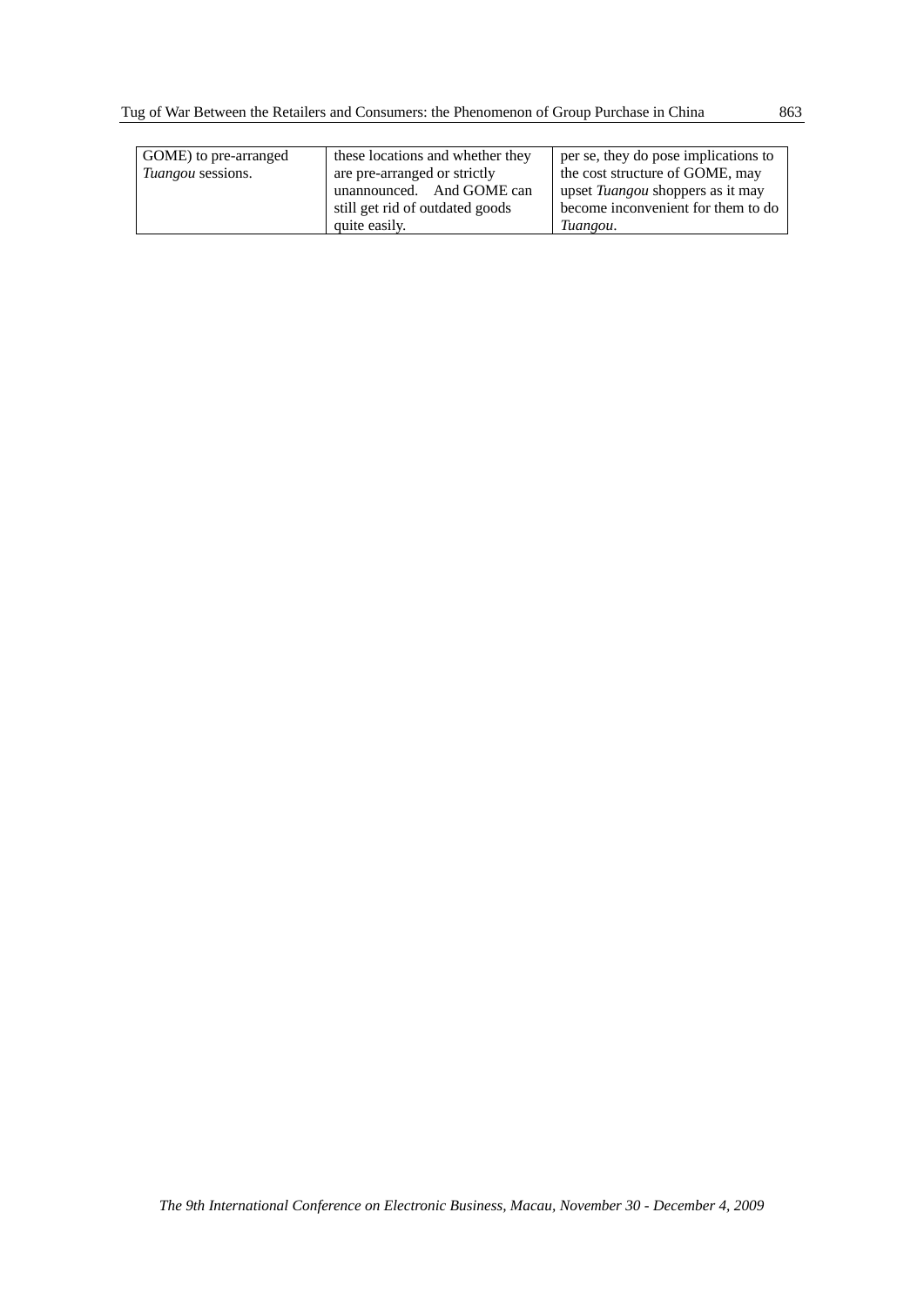| | | |
|---|---|---|
| GOME) to pre-arranged *Tuangou* sessions. | these locations and whether they are pre-arranged or strictly unannounced. And GOME can still get rid of outdated goods quite easily. | per se, they do pose implications to the cost structure of GOME, may upset *Tuangou* shoppers as it may become inconvenient for them to do *Tuangou*. |